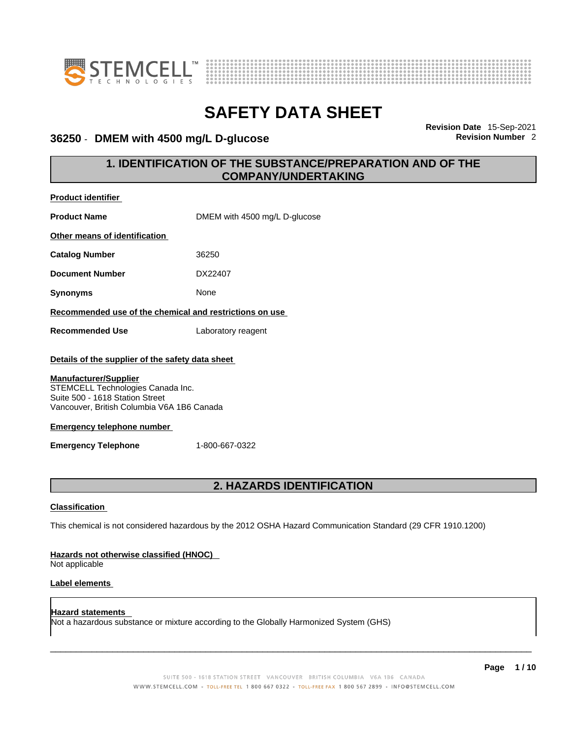# SAFETY DATA SHEET

**36250 - DMEM with 4500 mg/L D-glucose**

**Revision Date** 15-Sep-2021
**Revision Number** 2

## 1. IDENTIFICATION OF THE SUBSTANCE/PREPARATION AND OF THE COMPANY/UNDERTAKING

**Product identifier**

**Product Name** DMEM with 4500 mg/L D-glucose

**Other means of identification**

**Catalog Number** 36250

**Document Number** DX22407

**Synonyms** None

**Recommended use of the chemical and restrictions on use**

**Recommended Use** Laboratory reagent

**Details of the supplier of the safety data sheet**

**Manufacturer/Supplier**
STEMCELL Technologies Canada Inc.
Suite 500 - 1618 Station Street
Vancouver, British Columbia V6A 1B6 Canada

**Emergency telephone number**

**Emergency Telephone** 1-800-667-0322

## 2. HAZARDS IDENTIFICATION

**Classification**

This chemical is not considered hazardous by the 2012 OSHA Hazard Communication Standard (29 CFR 1910.1200)

**Hazards not otherwise classified (HNOC)**
Not applicable

**Label elements**

**Hazard statements**
Not a hazardous substance or mixture according to the Globally Harmonized System (GHS)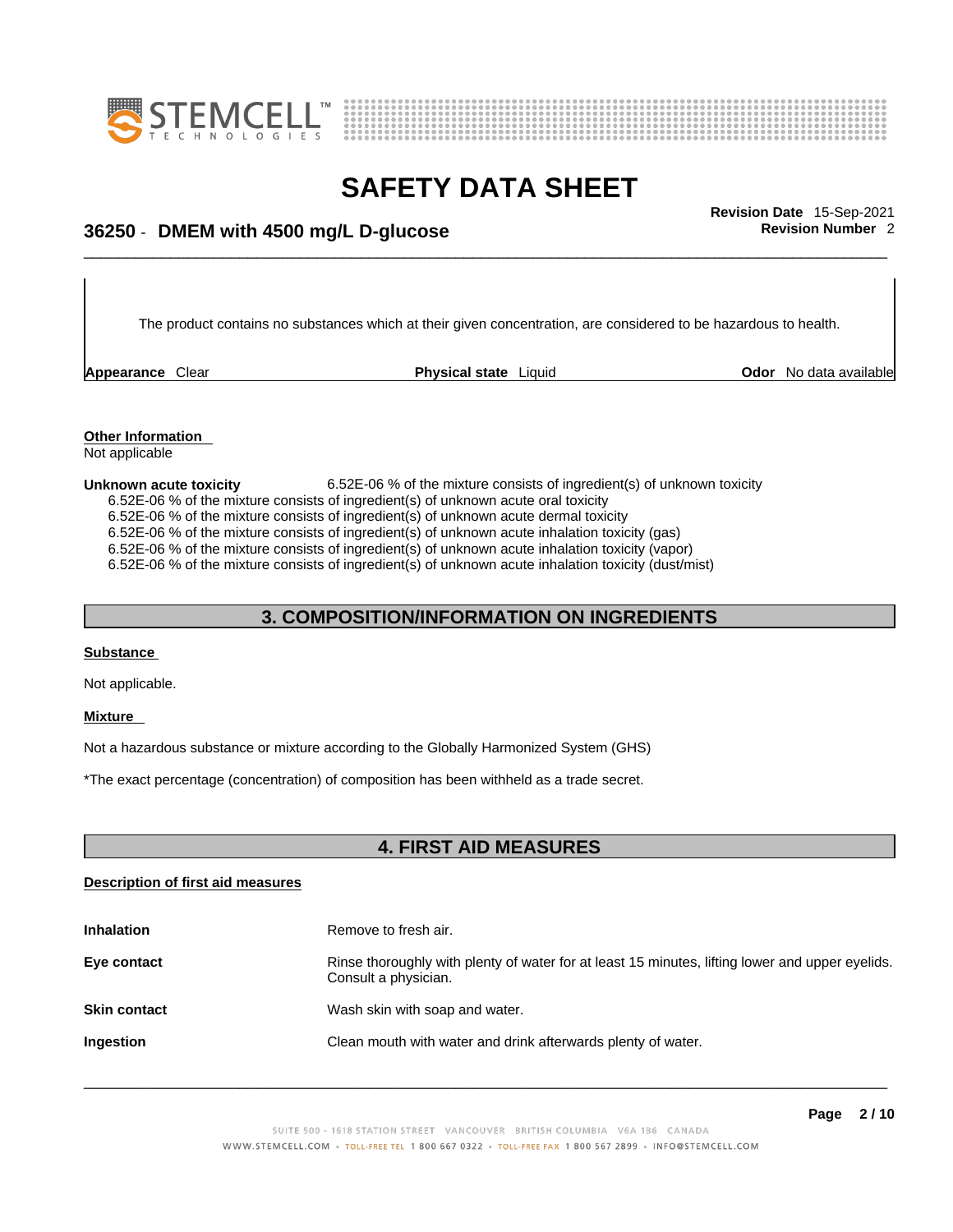The product contains no substances which at their given concentration, are considered to be hazardous to health.

**Appearance** Clear **Physical state** Liquid **Odor** No data available

**Other Information**
Not applicable

**Unknown acute toxicity** 6.52E-06 % of the mixture consists of ingredient(s) of unknown toxicity

6.52E-06 % of the mixture consists of ingredient(s) of unknown acute oral toxicity
6.52E-06 % of the mixture consists of ingredient(s) of unknown acute dermal toxicity
6.52E-06 % of the mixture consists of ingredient(s) of unknown acute inhalation toxicity (gas)
6.52E-06 % of the mixture consists of ingredient(s) of unknown acute inhalation toxicity (vapor)
6.52E-06 % of the mixture consists of ingredient(s) of unknown acute inhalation toxicity (dust/mist)

## 3. COMPOSITION/INFORMATION ON INGREDIENTS

**Substance**

Not applicable.

**Mixture**

Not a hazardous substance or mixture according to the Globally Harmonized System (GHS)

*The exact percentage (concentration) of composition has been withheld as a trade secret.

## 4. FIRST AID MEASURES

**Description of first aid measures**

**Inhalation** Remove to fresh air.

**Eye contact** Rinse thoroughly with plenty of water for at least 15 minutes, lifting lower and upper eyelids. Consult a physician.

**Skin contact** Wash skin with soap and water.

**Ingestion** Clean mouth with water and drink afterwards plenty of water.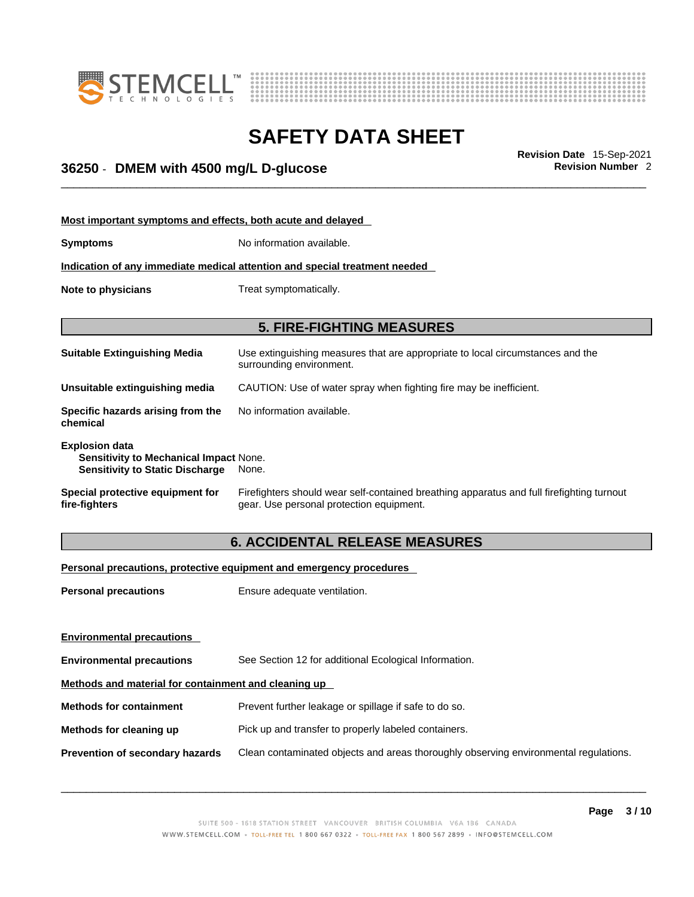**Most important symptoms and effects, both acute and delayed**

**Symptoms** No information available.

**Indication of any immediate medical attention and special treatment needed**

**Note to physicians** Treat symptomatically.

## 5. FIRE-FIGHTING MEASURES

**Suitable Extinguishing Media** Use extinguishing measures that are appropriate to local circumstances and the surrounding environment.

**Unsuitable extinguishing media** CAUTION: Use of water spray when fighting fire may be inefficient.

**Specific hazards arising from the chemical** No information available.

**Explosion data**
**Sensitivity to Mechanical Impact** None.
**Sensitivity to Static Discharge** None.

**Special protective equipment for fire-fighters** Firefighters should wear self-contained breathing apparatus and full firefighting turnout gear. Use personal protection equipment.

## 6. ACCIDENTAL RELEASE MEASURES

**Personal precautions, protective equipment and emergency procedures**

**Personal precautions** Ensure adequate ventilation.

**Environmental precautions**

**Environmental precautions** See Section 12 for additional Ecological Information.

**Methods and material for containment and cleaning up**

**Methods for containment** Prevent further leakage or spillage if safe to do so.

**Methods for cleaning up** Pick up and transfer to properly labeled containers.

**Prevention of secondary hazards** Clean contaminated objects and areas thoroughly observing environmental regulations.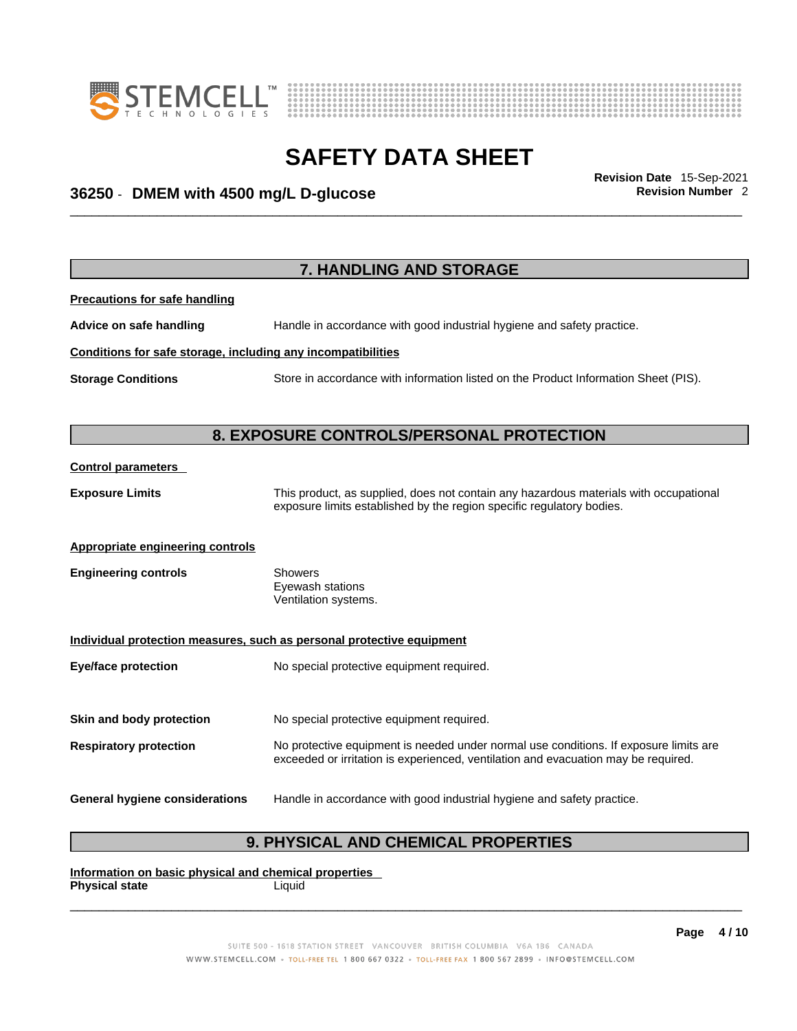## 7. HANDLING AND STORAGE

**Precautions for safe handling**

**Advice on safe handling** Handle in accordance with good industrial hygiene and safety practice.

**Conditions for safe storage, including any incompatibilities**

**Storage Conditions** Store in accordance with information listed on the Product Information Sheet (PIS).

## 8. EXPOSURE CONTROLS/PERSONAL PROTECTION

**Control parameters**

**Exposure Limits** This product, as supplied, does not contain any hazardous materials with occupational exposure limits established by the region specific regulatory bodies.

**Appropriate engineering controls**

**Engineering controls** Showers
Eyewash stations
Ventilation systems.

**Individual protection measures, such as personal protective equipment**

**Eye/face protection** No special protective equipment required.

**Skin and body protection** No special protective equipment required.

**Respiratory protection** No protective equipment is needed under normal use conditions. If exposure limits are exceeded or irritation is experienced, ventilation and evacuation may be required.

**General hygiene considerations** Handle in accordance with good industrial hygiene and safety practice.

## 9. PHYSICAL AND CHEMICAL PROPERTIES

**Information on basic physical and chemical properties**

**Physical state** Liquid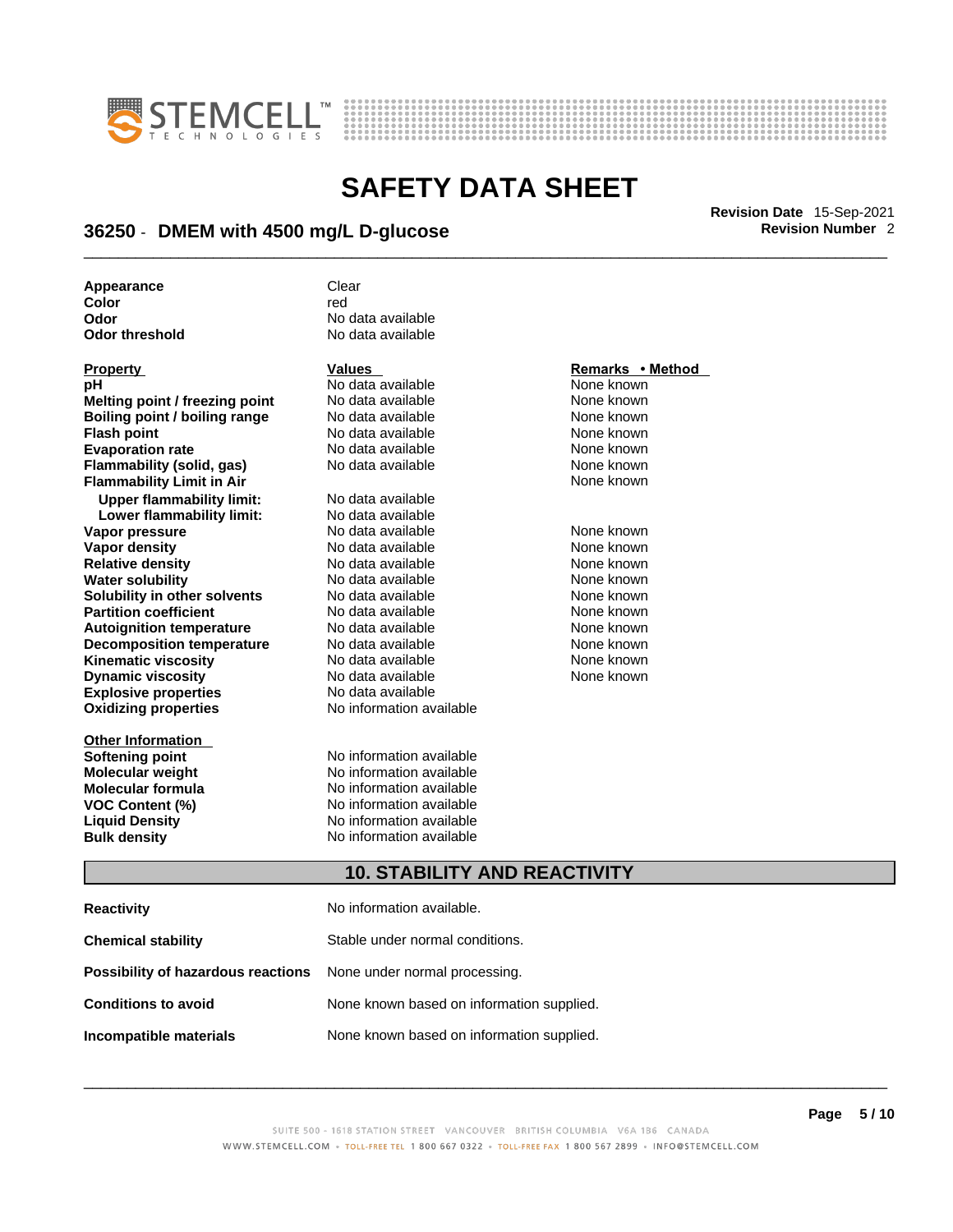| | |
|---|---|
| **Appearance** | Clear |
| **Color** | red |
| **Odor** | No data available |
| **Odor threshold** | No data available |

| Property | Values | Remarks • Method |
|---|---|---|
| **pH** | No data available | None known |
| **Melting point / freezing point** | No data available | None known |
| **Boiling point / boiling range** | No data available | None known |
| **Flash point** | No data available | None known |
| **Evaporation rate** | No data available | None known |
| **Flammability (solid, gas)** | No data available | None known |
| **Flammability Limit in Air** | | None known |
| **Upper flammability limit:** | No data available | |
| **Lower flammability limit:** | No data available | |
| **Vapor pressure** | No data available | None known |
| **Vapor density** | No data available | None known |
| **Relative density** | No data available | None known |
| **Water solubility** | No data available | None known |
| **Solubility in other solvents** | No data available | None known |
| **Partition coefficient** | No data available | None known |
| **Autoignition temperature** | No data available | None known |
| **Decomposition temperature** | No data available | None known |
| **Kinematic viscosity** | No data available | None known |
| **Dynamic viscosity** | No data available | None known |
| **Explosive properties** | No data available | |
| **Oxidizing properties** | No information available | |

| Other Information | |
|---|---|
| **Softening point** | No information available |
| **Molecular weight** | No information available |
| **Molecular formula** | No information available |
| **VOC Content (%)** | No information available |
| **Liquid Density** | No information available |
| **Bulk density** | No information available |

## 10. STABILITY AND REACTIVITY

| | |
|---|---|
| **Reactivity** | No information available. |
| **Chemical stability** | Stable under normal conditions. |
| **Possibility of hazardous reactions** | None under normal processing. |
| **Conditions to avoid** | None known based on information supplied. |
| **Incompatible materials** | None known based on information supplied. |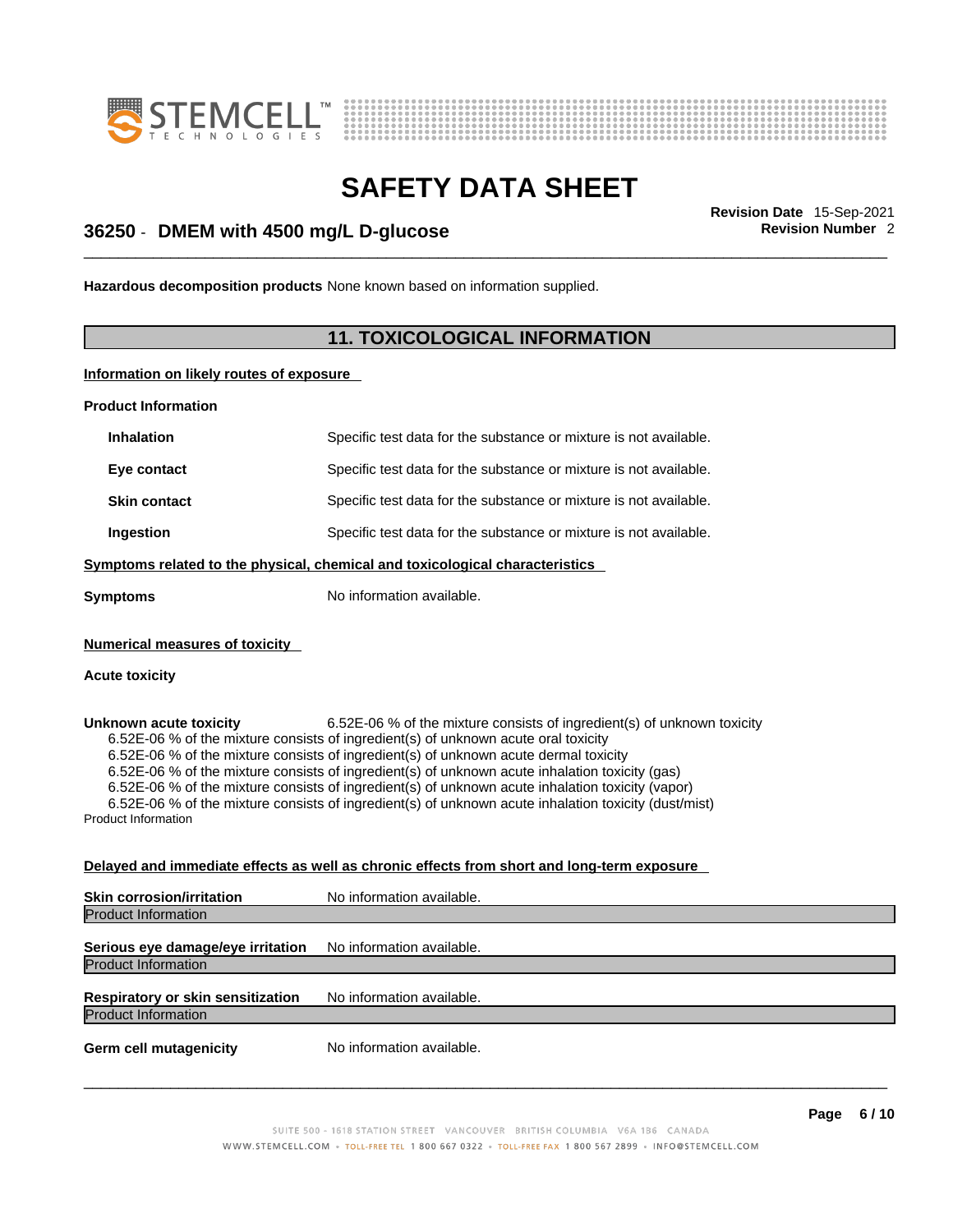**Hazardous decomposition products** None known based on information supplied.

## 11. TOXICOLOGICAL INFORMATION

**Information on likely routes of exposure**

**Product Information**

| | |
|---|---|
| **Inhalation** | Specific test data for the substance or mixture is not available. |
| **Eye contact** | Specific test data for the substance or mixture is not available. |
| **Skin contact** | Specific test data for the substance or mixture is not available. |
| **Ingestion** | Specific test data for the substance or mixture is not available. |

**Symptoms related to the physical, chemical and toxicological characteristics**

**Symptoms** No information available.

**Numerical measures of toxicity**

**Acute toxicity**

**Unknown acute toxicity** 6.52E-06 % of the mixture consists of ingredient(s) of unknown toxicity

6.52E-06 % of the mixture consists of ingredient(s) of unknown acute oral toxicity
6.52E-06 % of the mixture consists of ingredient(s) of unknown acute dermal toxicity
6.52E-06 % of the mixture consists of ingredient(s) of unknown acute inhalation toxicity (gas)
6.52E-06 % of the mixture consists of ingredient(s) of unknown acute inhalation toxicity (vapor)
6.52E-06 % of the mixture consists of ingredient(s) of unknown acute inhalation toxicity (dust/mist)

Product Information

**Delayed and immediate effects as well as chronic effects from short and long-term exposure**

**Skin corrosion/irritation** No information available.

Product Information

**Serious eye damage/eye irritation** No information available.

Product Information

**Respiratory or skin sensitization** No information available.

Product Information

**Germ cell mutagenicity** No information available.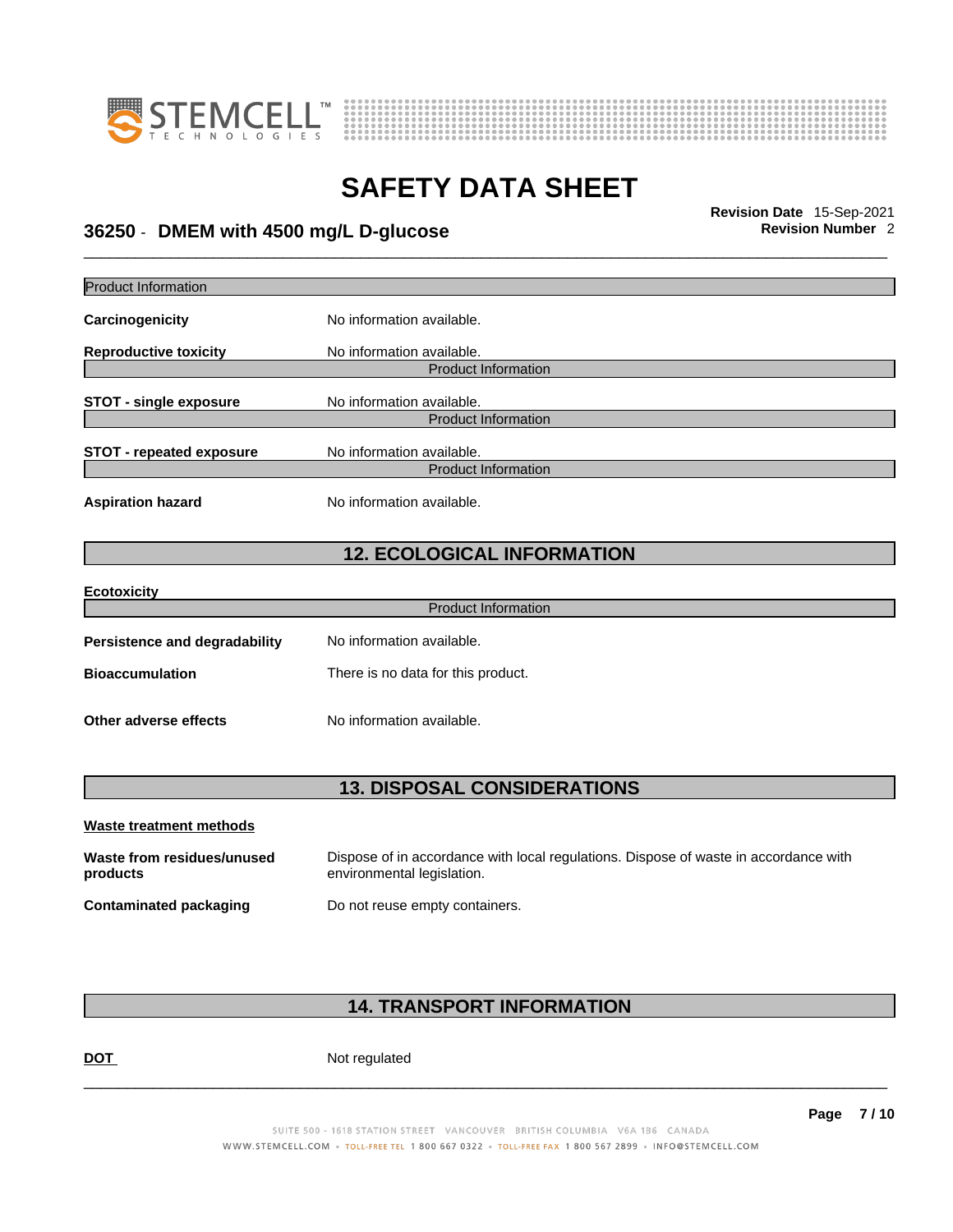Product Information

**Carcinogenicity** No information available.

**Reproductive toxicity** No information available.

Product Information

**STOT - single exposure** No information available.

Product Information

**STOT - repeated exposure** No information available.

Product Information

**Aspiration hazard** No information available.

## 12. ECOLOGICAL INFORMATION

**Ecotoxicity**

Product Information

**Persistence and degradability** No information available.

**Bioaccumulation** There is no data for this product.

**Other adverse effects** No information available.

## 13. DISPOSAL CONSIDERATIONS

**Waste treatment methods**

**Waste from residues/unused products** Dispose of in accordance with local regulations. Dispose of waste in accordance with environmental legislation.

**Contaminated packaging** Do not reuse empty containers.

## 14. TRANSPORT INFORMATION

**DOT** Not regulated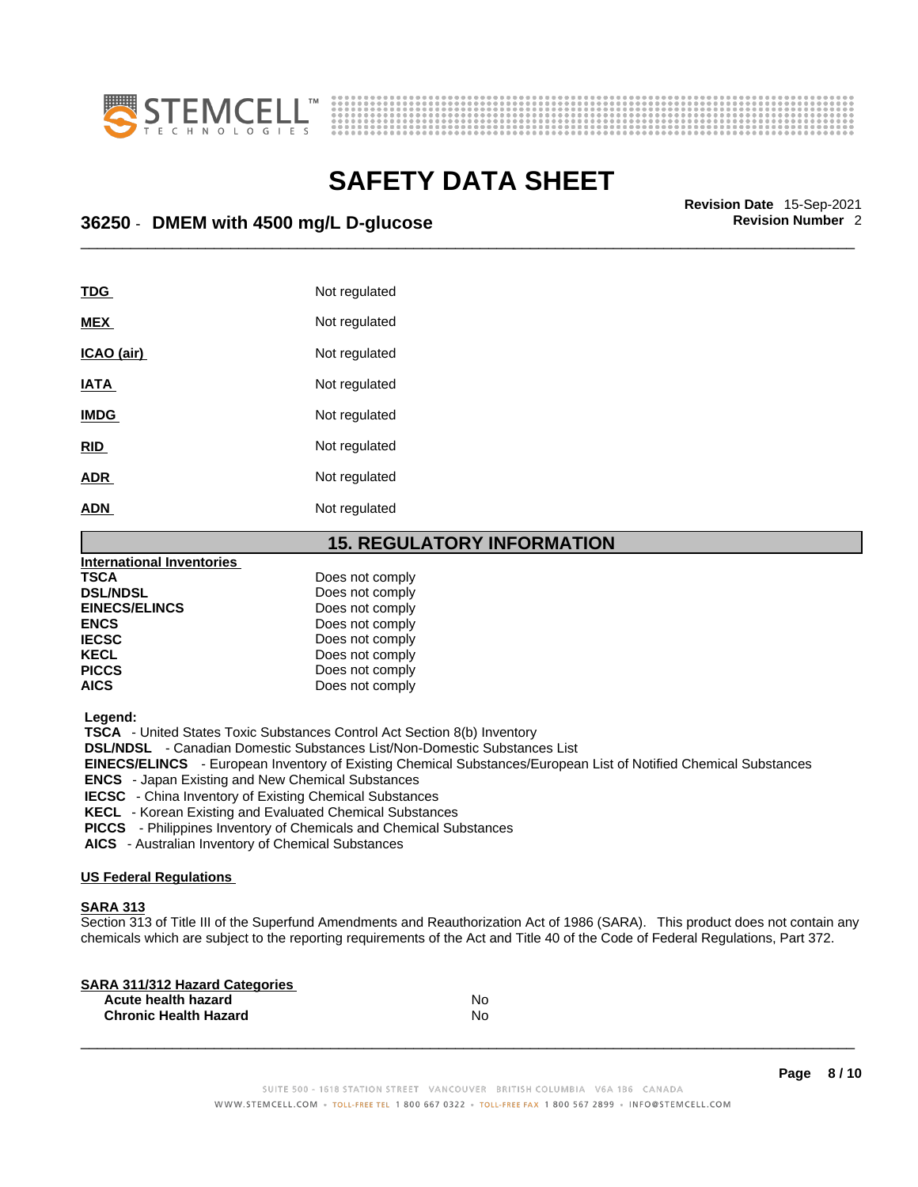| | |
|---|---|
| **TDG** | Not regulated |
| **MEX** | Not regulated |
| **ICAO (air)** | Not regulated |
| **IATA** | Not regulated |
| **IMDG** | Not regulated |
| **RID** | Not regulated |
| **ADR** | Not regulated |
| **ADN** | Not regulated |

## 15. REGULATORY INFORMATION

**International Inventories**

| | |
|---|---|
| **TSCA** | Does not comply |
| **DSL/NDSL** | Does not comply |
| **EINECS/ELINCS** | Does not comply |
| **ENCS** | Does not comply |
| **IECSC** | Does not comply |
| **KECL** | Does not comply |
| **PICCS** | Does not comply |
| **AICS** | Does not comply |

**Legend:**

**TSCA** - United States Toxic Substances Control Act Section 8(b) Inventory
**DSL/NDSL** - Canadian Domestic Substances List/Non-Domestic Substances List
**EINECS/ELINCS** - European Inventory of Existing Chemical Substances/European List of Notified Chemical Substances
**ENCS** - Japan Existing and New Chemical Substances
**IECSC** - China Inventory of Existing Chemical Substances
**KECL** - Korean Existing and Evaluated Chemical Substances
**PICCS** - Philippines Inventory of Chemicals and Chemical Substances
**AICS** - Australian Inventory of Chemical Substances

**US Federal Regulations**

**SARA 313**

Section 313 of Title III of the Superfund Amendments and Reauthorization Act of 1986 (SARA). This product does not contain any chemicals which are subject to the reporting requirements of the Act and Title 40 of the Code of Federal Regulations, Part 372.

**SARA 311/312 Hazard Categories**

| | |
|---|---|
| **Acute health hazard** | No |
| **Chronic Health Hazard** | No |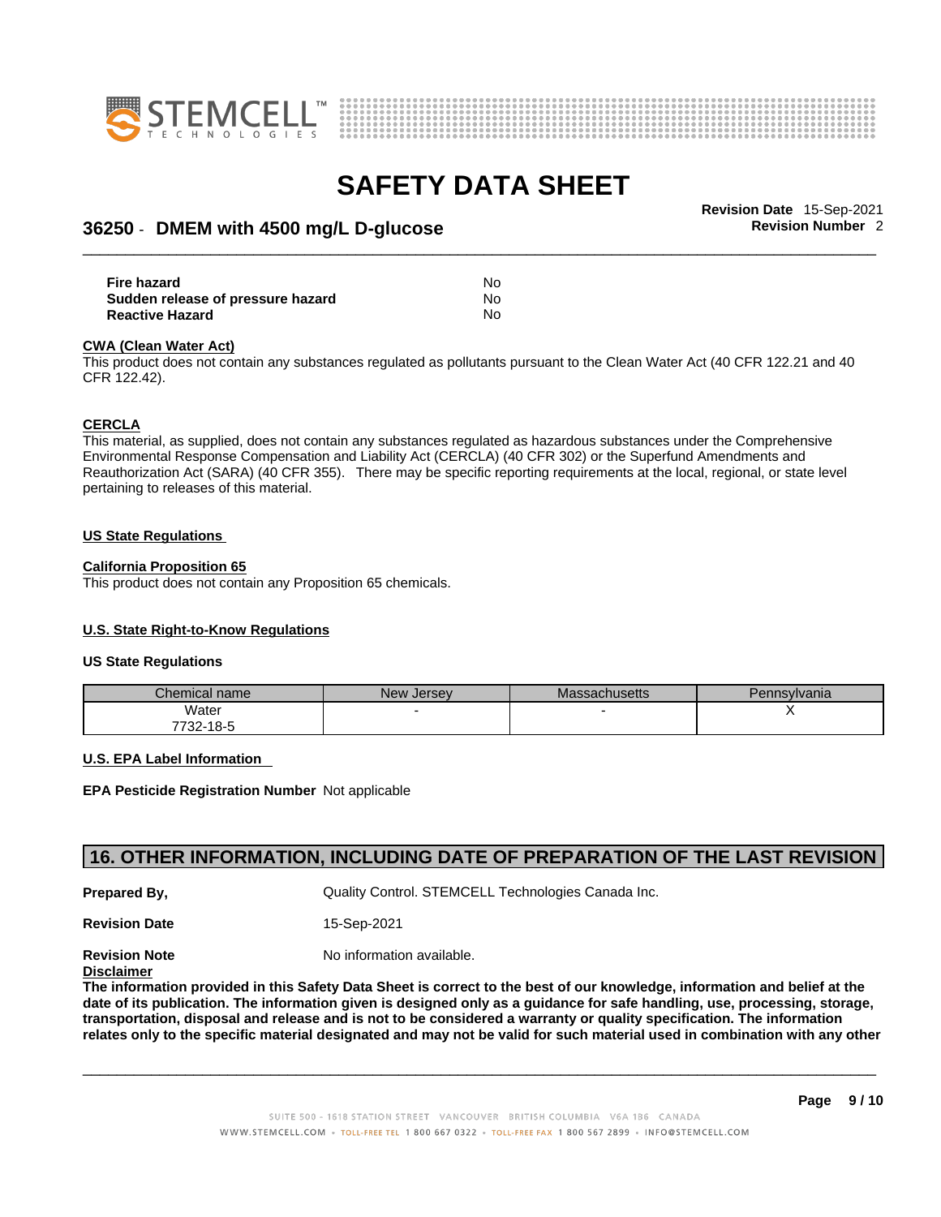| | |
|---|---|
| **Fire hazard** | No |
| **Sudden release of pressure hazard** | No |
| **Reactive Hazard** | No |

**CWA (Clean Water Act)**

This product does not contain any substances regulated as pollutants pursuant to the Clean Water Act (40 CFR 122.21 and 40 CFR 122.42).

**CERCLA**

This material, as supplied, does not contain any substances regulated as hazardous substances under the Comprehensive Environmental Response Compensation and Liability Act (CERCLA) (40 CFR 302) or the Superfund Amendments and Reauthorization Act (SARA) (40 CFR 355). There may be specific reporting requirements at the local, regional, or state level pertaining to releases of this material.

**US State Regulations**

**California Proposition 65**

This product does not contain any Proposition 65 chemicals.

**U.S. State Right-to-Know Regulations**

**US State Regulations**

| Chemical name | New Jersey | Massachusetts | Pennsylvania |
|---|---|---|---|
| Water 7732-18-5 | - | - | X |

**U.S. EPA Label Information**

**EPA Pesticide Registration Number** Not applicable

## 16. OTHER INFORMATION, INCLUDING DATE OF PREPARATION OF THE LAST REVISION

**Prepared By,** Quality Control. STEMCELL Technologies Canada Inc.

**Revision Date** 15-Sep-2021

**Revision Note** No information available.

**Disclaimer**

**The information provided in this Safety Data Sheet is correct to the best of our knowledge, information and belief at the date of its publication. The information given is designed only as a guidance for safe handling, use, processing, storage, transportation, disposal and release and is not to be considered a warranty or quality specification. The information relates only to the specific material designated and may not be valid for such material used in combination with any other**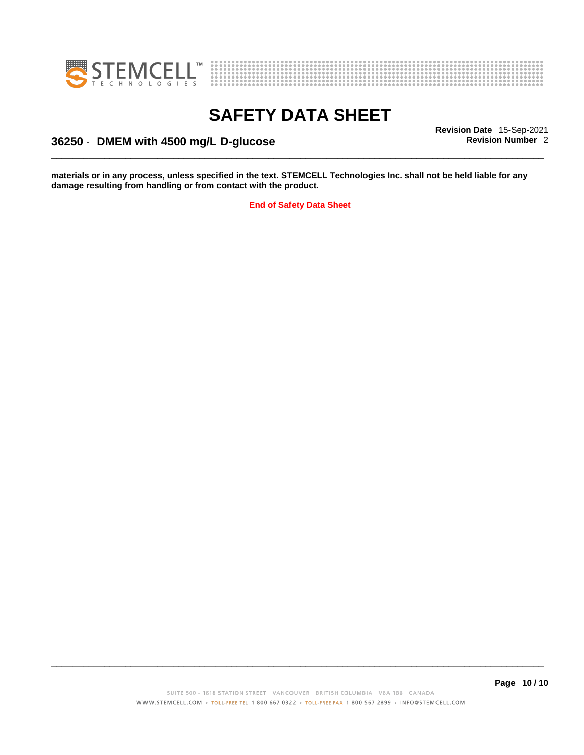**materials or in any process, unless specified in the text. STEMCELL Technologies Inc. shall not be held liable for any damage resulting from handling or from contact with the product.**

**End of Safety Data Sheet**